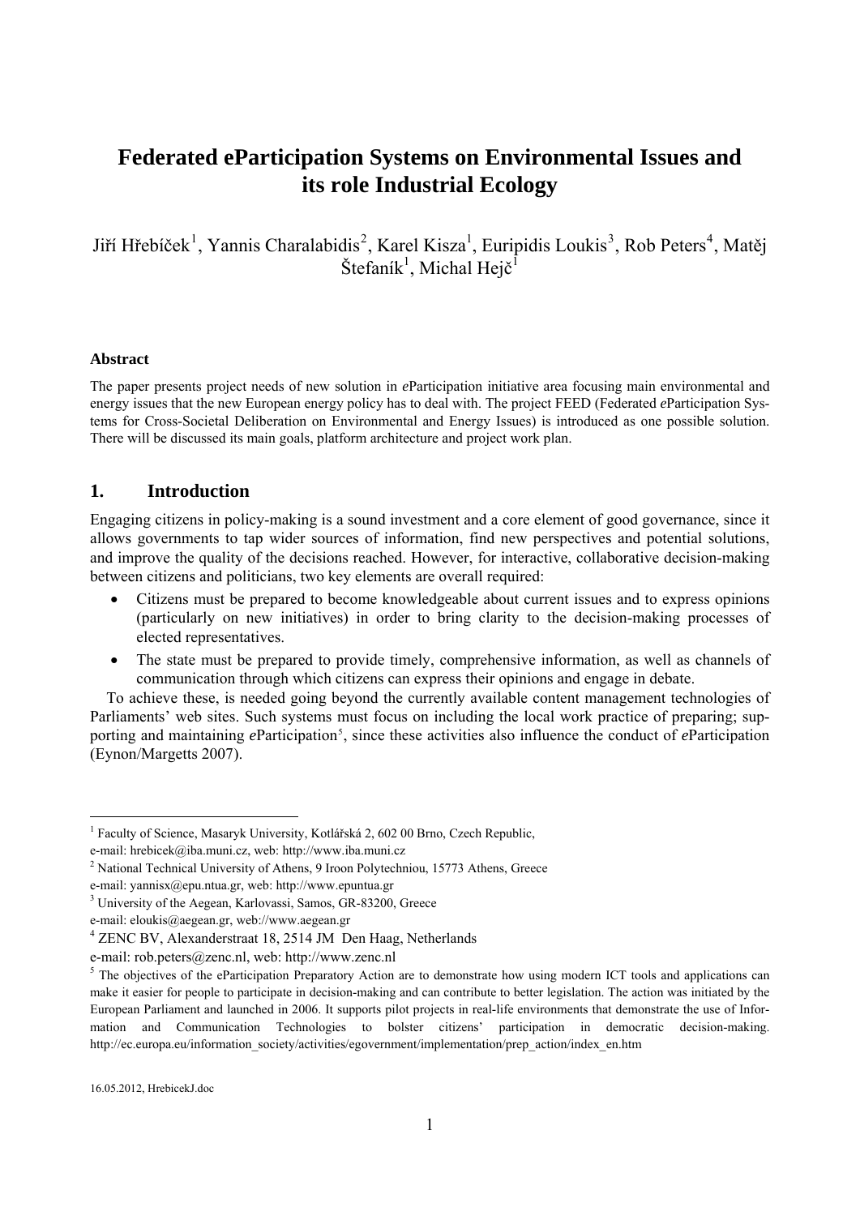# Federated eParticipation Systems on Environmental Issues and its role Industrial Ecology

Jiří Hřebíček[1], Yannis Charalabidis[2], Karel Kisza[1], Euripidis Loukis[3], Rob Peters[4], Matěj Štefaník[1], Michal Hejč[1]

#### Abstract

The paper presents project needs of new solution in *e*Participation initiative area focusing main environmental and energy issues that the new European energy policy has to deal with. The project FEED (Federated *e*Participation Systems for Cross-Societal Deliberation on Environmental and Energy Issues) is introduced as one possible solution. There will be discussed its main goals, platform architecture and project work plan.

## 1. Introduction

Engaging citizens in policy-making is a sound investment and a core element of good governance, since it allows governments to tap wider sources of information, find new perspectives and potential solutions, and improve the quality of the decisions reached. However, for interactive, collaborative decision-making between citizens and politicians, two key elements are overall required:

- Citizens must be prepared to become knowledgeable about current issues and to express opinions (particularly on new initiatives) in order to bring clarity to the decision-making processes of elected representatives.
- The state must be prepared to provide timely, comprehensive information, as well as channels of communication through which citizens can express their opinions and engage in debate.

To achieve these, is needed going beyond the currently available content management technologies of Parliaments' web sites. Such systems must focus on including the local work practice of preparing; supporting and maintaining *e*Participation[5], since these activities also influence the conduct of *e*Participation (Eynon/Margetts 2007).

---

[1] Faculty of Science, Masaryk University, Kotlářská 2, 602 00 Brno, Czech Republic, e-mail: hrebicek@iba.muni.cz, web: http://www.iba.muni.cz

[2] National Technical University of Athens, 9 Iroon Polytechniou, 15773 Athens, Greece e-mail: yannisx@epu.ntua.gr, web: http://www.epuntua.gr

[3] University of the Aegean, Karlovassi, Samos, GR-83200, Greece e-mail: eloukis@aegean.gr, web://www.aegean.gr

[4] ZENC BV, Alexanderstraat 18, 2514 JM Den Haag, Netherlands e-mail: rob.peters@zenc.nl, web: http://www.zenc.nl

[5] The objectives of the eParticipation Preparatory Action are to demonstrate how using modern ICT tools and applications can make it easier for people to participate in decision-making and can contribute to better legislation. The action was initiated by the European Parliament and launched in 2006. It supports pilot projects in real-life environments that demonstrate the use of Information and Communication Technologies to bolster citizens' participation in democratic decision-making. http://ec.europa.eu/information_society/activities/egovernment/implementation/prep_action/index_en.htm

16.05.2012, HrebicekJ.doc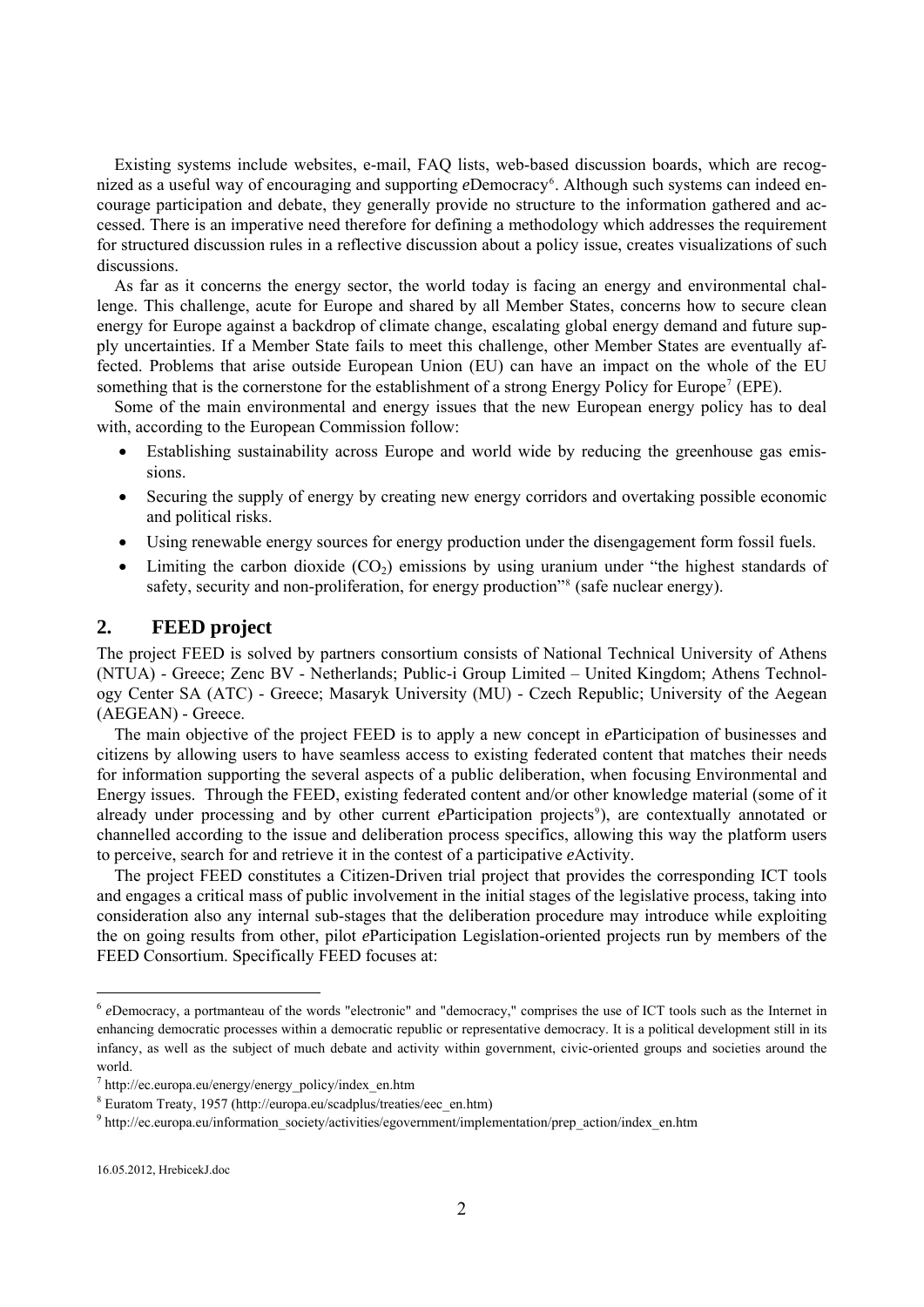Existing systems include websites, e-mail, FAQ lists, web-based discussion boards, which are recognized as a useful way of encouraging and supporting *e*Democracy[6]. Although such systems can indeed encourage participation and debate, they generally provide no structure to the information gathered and accessed. There is an imperative need therefore for defining a methodology which addresses the requirement for structured discussion rules in a reflective discussion about a policy issue, creates visualizations of such discussions.

As far as it concerns the energy sector, the world today is facing an energy and environmental challenge. This challenge, acute for Europe and shared by all Member States, concerns how to secure clean energy for Europe against a backdrop of climate change, escalating global energy demand and future supply uncertainties. If a Member State fails to meet this challenge, other Member States are eventually affected. Problems that arise outside European Union (EU) can have an impact on the whole of the EU something that is the cornerstone for the establishment of a strong Energy Policy for Europe[7] (EPE).

Some of the main environmental and energy issues that the new European energy policy has to deal with, according to the European Commission follow:

- Establishing sustainability across Europe and world wide by reducing the greenhouse gas emissions.
- Securing the supply of energy by creating new energy corridors and overtaking possible economic and political risks.
- Using renewable energy sources for energy production under the disengagement form fossil fuels.
- Limiting the carbon dioxide ($CO_2$) emissions by using uranium under "the highest standards of safety, security and non-proliferation, for energy production"[8] (safe nuclear energy).

## 2. FEED project

The project FEED is solved by partners consortium consists of National Technical University of Athens (NTUA) - Greece; Zenc BV - Netherlands; Public-i Group Limited – United Kingdom; Athens Technology Center SA (ATC) - Greece; Masaryk University (MU) - Czech Republic; University of the Aegean (AEGEAN) - Greece.

The main objective of the project FEED is to apply a new concept in *e*Participation of businesses and citizens by allowing users to have seamless access to existing federated content that matches their needs for information supporting the several aspects of a public deliberation, when focusing Environmental and Energy issues. Through the FEED, existing federated content and/or other knowledge material (some of it already under processing and by other current *e*Participation projects[9]), are contextually annotated or channelled according to the issue and deliberation process specifics, allowing this way the platform users to perceive, search for and retrieve it in the contest of a participative *e*Activity.

The project FEED constitutes a Citizen-Driven trial project that provides the corresponding ICT tools and engages a critical mass of public involvement in the initial stages of the legislative process, taking into consideration also any internal sub-stages that the deliberation procedure may introduce while exploiting the on going results from other, pilot *e*Participation Legislation-oriented projects run by members of the FEED Consortium. Specifically FEED focuses at:

---

[6] *e*Democracy, a portmanteau of the words "electronic" and "democracy," comprises the use of ICT tools such as the Internet in enhancing democratic processes within a democratic republic or representative democracy. It is a political development still in its infancy, as well as the subject of much debate and activity within government, civic-oriented groups and societies around the world.

[7] http://ec.europa.eu/energy/energy_policy/index_en.htm

[8] Euratom Treaty, 1957 (http://europa.eu/scadplus/treaties/eec_en.htm)

[9] http://ec.europa.eu/information_society/activities/egovernment/implementation/prep_action/index_en.htm

16.05.2012, HrbicekJ.doc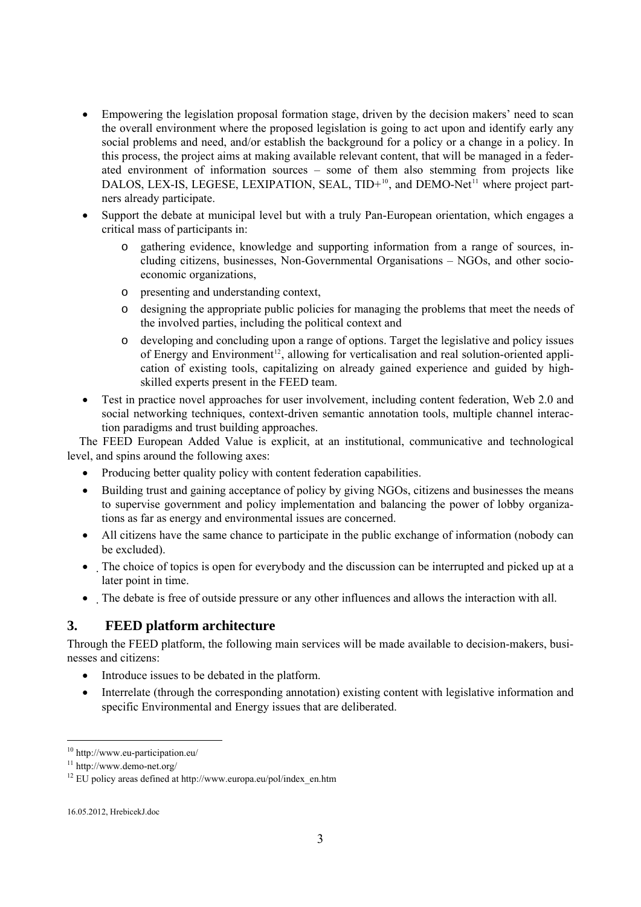- Empowering the legislation proposal formation stage, driven by the decision makers' need to scan the overall environment where the proposed legislation is going to act upon and identify early any social problems and need, and/or establish the background for a policy or a change in a policy. In this process, the project aims at making available relevant content, that will be managed in a federated environment of information sources – some of them also stemming from projects like DALOS, LEX-IS, LEGESE, LEXIPATION, SEAL, TID+[10], and DEMO-Net[11] where project partners already participate.
- Support the debate at municipal level but with a truly Pan-European orientation, which engages a critical mass of participants in:
  - gathering evidence, knowledge and supporting information from a range of sources, including citizens, businesses, Non-Governmental Organisations – NGOs, and other socio-economic organizations,
  - presenting and understanding context,
  - designing the appropriate public policies for managing the problems that meet the needs of the involved parties, including the political context and
  - developing and concluding upon a range of options. Target the legislative and policy issues of Energy and Environment[12], allowing for verticalisation and real solution-oriented application of existing tools, capitalizing on already gained experience and guided by high-skilled experts present in the FEED team.
- Test in practice novel approaches for user involvement, including content federation, Web 2.0 and social networking techniques, context-driven semantic annotation tools, multiple channel interaction paradigms and trust building approaches.

The FEED European Added Value is explicit, at an institutional, communicative and technological level, and spins around the following axes:

- Producing better quality policy with content federation capabilities.
- Building trust and gaining acceptance of policy by giving NGOs, citizens and businesses the means to supervise government and policy implementation and balancing the power of lobby organizations as far as energy and environmental issues are concerned.
- All citizens have the same chance to participate in the public exchange of information (nobody can be excluded).
- The choice of topics is open for everybody and the discussion can be interrupted and picked up at a later point in time.
- The debate is free of outside pressure or any other influences and allows the interaction with all.

## 3. FEED platform architecture

Through the FEED platform, the following main services will be made available to decision-makers, businesses and citizens:

- Introduce issues to be debated in the platform.
- Interrelate (through the corresponding annotation) existing content with legislative information and specific Environmental and Energy issues that are deliberated.

---

[10] http://www.eu-participation.eu/

[11] http://www.demo-net.org/

[12] EU policy areas defined at http://www.europa.eu/pol/index_en.htm

16.05.2012, HrebicekJ.doc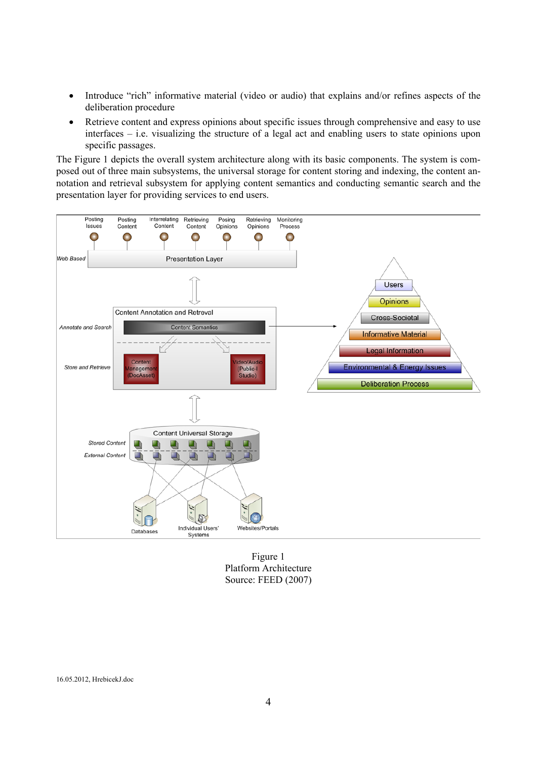- Introduce “rich” informative material (video or audio) that explains and/or refines aspects of the deliberation procedure
- Retrieve content and express opinions about specific issues through comprehensive and easy to use interfaces – i.e. visualizing the structure of a legal act and enabling users to state opinions upon specific passages.

The Figure 1 depicts the overall system architecture along with its basic components. The system is composed out of three main subsystems, the universal storage for content storing and indexing, the content annotation and retrieval subsystem for applying content semantics and conducting semantic search and the presentation layer for providing services to end users.

Figure 1
Platform Architecture
Source: FEED (2007)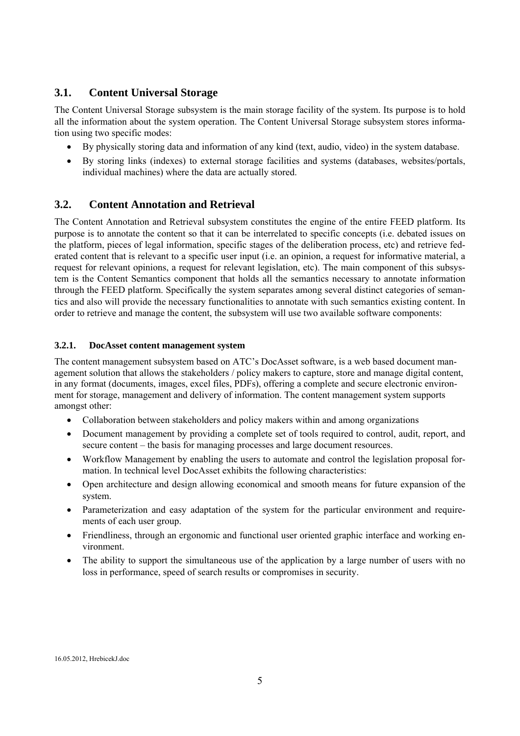## 3.1. Content Universal Storage

The Content Universal Storage subsystem is the main storage facility of the system. Its purpose is to hold all the information about the system operation. The Content Universal Storage subsystem stores information using two specific modes:

- By physically storing data and information of any kind (text, audio, video) in the system database.
- By storing links (indexes) to external storage facilities and systems (databases, websites/portals, individual machines) where the data are actually stored.

## 3.2. Content Annotation and Retrieval

The Content Annotation and Retrieval subsystem constitutes the engine of the entire FEED platform. Its purpose is to annotate the content so that it can be interrelated to specific concepts (i.e. debated issues on the platform, pieces of legal information, specific stages of the deliberation process, etc) and retrieve federated content that is relevant to a specific user input (i.e. an opinion, a request for informative material, a request for relevant opinions, a request for relevant legislation, etc). The main component of this subsystem is the Content Semantics component that holds all the semantics necessary to annotate information through the FEED platform. Specifically the system separates among several distinct categories of semantics and also will provide the necessary functionalities to annotate with such semantics existing content. In order to retrieve and manage the content, the subsystem will use two available software components:

### 3.2.1. DocAsset content management system

The content management subsystem based on ATC's DocAsset software, is a web based document management solution that allows the stakeholders / policy makers to capture, store and manage digital content, in any format (documents, images, excel files, PDFs), offering a complete and secure electronic environment for storage, management and delivery of information. The content management system supports amongst other:

- Collaboration between stakeholders and policy makers within and among organizations
- Document management by providing a complete set of tools required to control, audit, report, and secure content – the basis for managing processes and large document resources.
- Workflow Management by enabling the users to automate and control the legislation proposal formation. In technical level DocAsset exhibits the following characteristics:
- Open architecture and design allowing economical and smooth means for future expansion of the system.
- Parameterization and easy adaptation of the system for the particular environment and requirements of each user group.
- Friendliness, through an ergonomic and functional user oriented graphic interface and working environment.
- The ability to support the simultaneous use of the application by a large number of users with no loss in performance, speed of search results or compromises in security.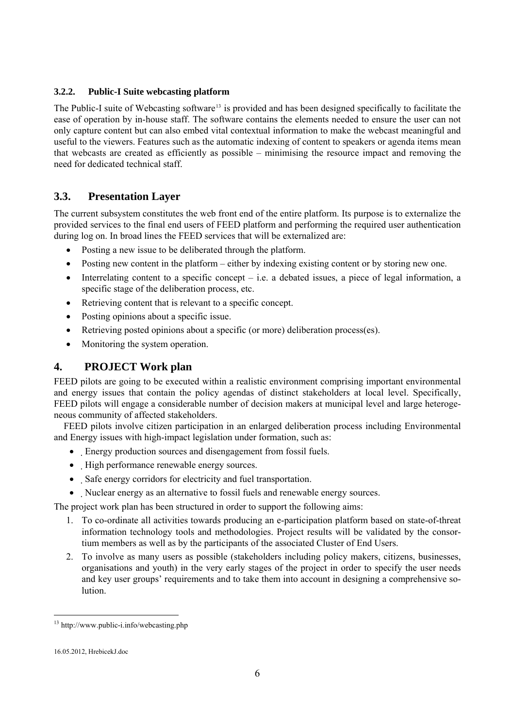### 3.2.2. Public-I Suite webcasting platform

The Public-I suite of Webcasting software[13] is provided and has been designed specifically to facilitate the ease of operation by in-house staff. The software contains the elements needed to ensure the user can not only capture content but can also embed vital contextual information to make the webcast meaningful and useful to the viewers. Features such as the automatic indexing of content to speakers or agenda items mean that webcasts are created as efficiently as possible – minimising the resource impact and removing the need for dedicated technical staff.

## 3.3. Presentation Layer

The current subsystem constitutes the web front end of the entire platform. Its purpose is to externalize the provided services to the final end users of FEED platform and performing the required user authentication during log on. In broad lines the FEED services that will be externalized are:

- Posting a new issue to be deliberated through the platform.
- Posting new content in the platform – either by indexing existing content or by storing new one.
- Interrelating content to a specific concept – i.e. a debated issues, a piece of legal information, a specific stage of the deliberation process, etc.
- Retrieving content that is relevant to a specific concept.
- Posting opinions about a specific issue.
- Retrieving posted opinions about a specific (or more) deliberation process(es).
- Monitoring the system operation.

# 4. PROJECT Work plan

FEED pilots are going to be executed within a realistic environment comprising important environmental and energy issues that contain the policy agendas of distinct stakeholders at local level. Specifically, FEED pilots will engage a considerable number of decision makers at municipal level and large heterogeneous community of affected stakeholders.

FEED pilots involve citizen participation in an enlarged deliberation process including Environmental and Energy issues with high-impact legislation under formation, such as:

- Energy production sources and disengagement from fossil fuels.
- High performance renewable energy sources.
- Safe energy corridors for electricity and fuel transportation.
- Nuclear energy as an alternative to fossil fuels and renewable energy sources.

The project work plan has been structured in order to support the following aims:

1. To co-ordinate all activities towards producing an e-participation platform based on state-of-threat information technology tools and methodologies. Project results will be validated by the consortium members as well as by the participants of the associated Cluster of End Users.
2. To involve as many users as possible (stakeholders including policy makers, citizens, businesses, organisations and youth) in the very early stages of the project in order to specify the user needs and key user groups' requirements and to take them into account in designing a comprehensive solution.

---

[13] http://www.public-i.info/webcasting.php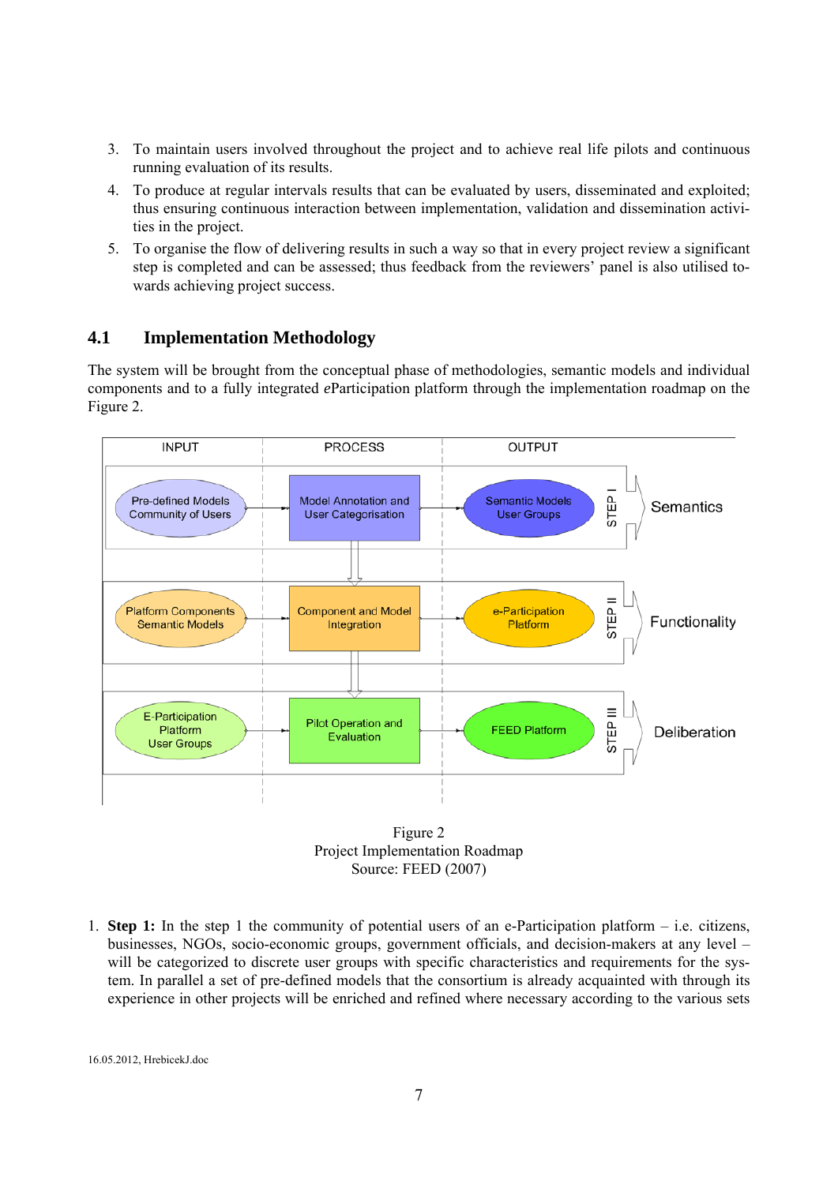3. To maintain users involved throughout the project and to achieve real life pilots and continuous running evaluation of its results.
4. To produce at regular intervals results that can be evaluated by users, disseminated and exploited; thus ensuring continuous interaction between implementation, validation and dissemination activities in the project.
5. To organise the flow of delivering results in such a way so that in every project review a significant step is completed and can be assessed; thus feedback from the reviewers' panel is also utilised towards achieving project success.

## 4.1 Implementation Methodology

The system will be brought from the conceptual phase of methodologies, semantic models and individual components and to a fully integrated *e*Participation platform through the implementation roadmap on the Figure 2.

| | INPUT | PROCESS | OUTPUT | |
|---|---|---|---|---|
| STEP I | Pre-defined Models, Community of Users | Model Annotation and User Categorisation | Semantic Models, User Groups | Semantics |
| STEP II | Platform Components, Semantic Models | Component and Model Integration | e-Participation Platform | Functionality |
| STEP III | E-Participation Platform, User Groups | Pilot Operation and Evaluation | FEED Platform | Deliberation |

Figure 2
Project Implementation Roadmap
Source: FEED (2007)

1. **Step 1:** In the step 1 the community of potential users of an e-Participation platform – i.e. citizens, businesses, NGOs, socio-economic groups, government officials, and decision-makers at any level – will be categorized to discrete user groups with specific characteristics and requirements for the system. In parallel a set of pre-defined models that the consortium is already acquainted with through its experience in other projects will be enriched and refined where necessary according to the various sets

16.05.2012, HrebicekJ.doc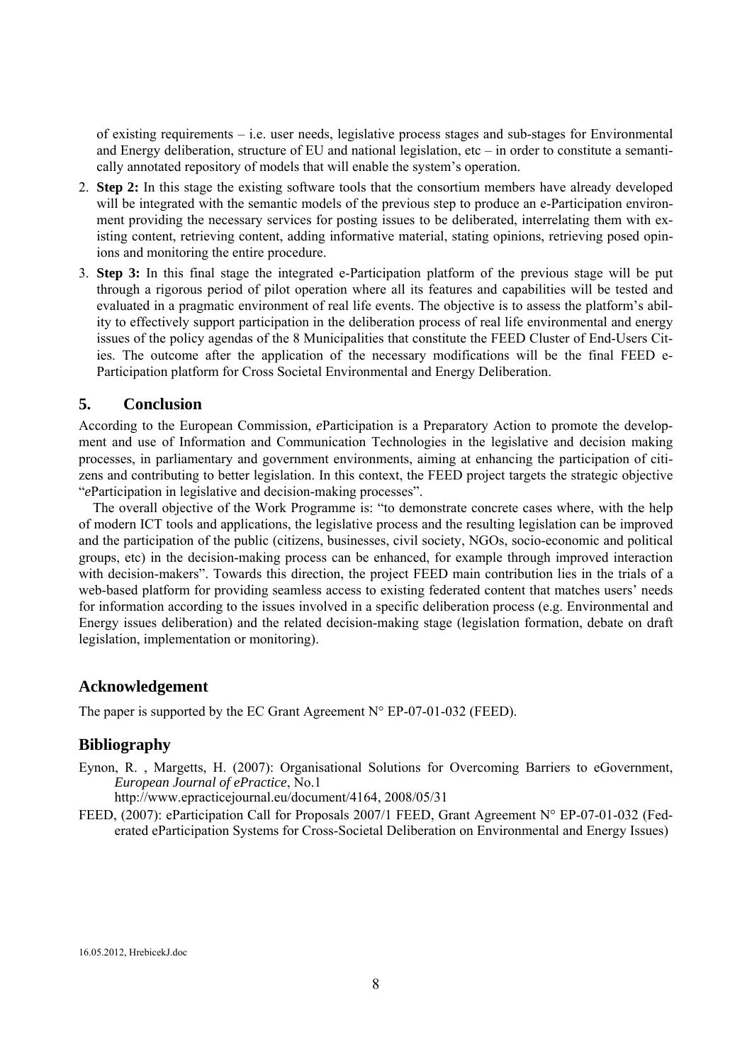of existing requirements – i.e. user needs, legislative process stages and sub-stages for Environmental and Energy deliberation, structure of EU and national legislation, etc – in order to constitute a semantically annotated repository of models that will enable the system's operation.

2. **Step 2:** In this stage the existing software tools that the consortium members have already developed will be integrated with the semantic models of the previous step to produce an e-Participation environment providing the necessary services for posting issues to be deliberated, interrelating them with existing content, retrieving content, adding informative material, stating opinions, retrieving posed opinions and monitoring the entire procedure.
3. **Step 3:** In this final stage the integrated e-Participation platform of the previous stage will be put through a rigorous period of pilot operation where all its features and capabilities will be tested and evaluated in a pragmatic environment of real life events. The objective is to assess the platform's ability to effectively support participation in the deliberation process of real life environmental and energy issues of the policy agendas of the 8 Municipalities that constitute the FEED Cluster of End-Users Cities. The outcome after the application of the necessary modifications will be the final FEED e-Participation platform for Cross Societal Environmental and Energy Deliberation.

## 5. Conclusion

According to the European Commission, *e*Participation is a Preparatory Action to promote the development and use of Information and Communication Technologies in the legislative and decision making processes, in parliamentary and government environments, aiming at enhancing the participation of citizens and contributing to better legislation. In this context, the FEED project targets the strategic objective "*e*Participation in legislative and decision-making processes".

The overall objective of the Work Programme is: "to demonstrate concrete cases where, with the help of modern ICT tools and applications, the legislative process and the resulting legislation can be improved and the participation of the public (citizens, businesses, civil society, NGOs, socio-economic and political groups, etc) in the decision-making process can be enhanced, for example through improved interaction with decision-makers". Towards this direction, the project FEED main contribution lies in the trials of a web-based platform for providing seamless access to existing federated content that matches users' needs for information according to the issues involved in a specific deliberation process (e.g. Environmental and Energy issues deliberation) and the related decision-making stage (legislation formation, debate on draft legislation, implementation or monitoring).

## Acknowledgement

The paper is supported by the EC Grant Agreement N° EP-07-01-032 (FEED).

## Bibliography

Eynon, R. , Margetts, H. (2007): Organisational Solutions for Overcoming Barriers to eGovernment, *European Journal of ePractice*, No.1
http://www.epracticejournal.eu/document/4164, 2008/05/31

FEED, (2007): eParticipation Call for Proposals 2007/1 FEED, Grant Agreement N° EP-07-01-032 (Federated eParticipation Systems for Cross-Societal Deliberation on Environmental and Energy Issues)